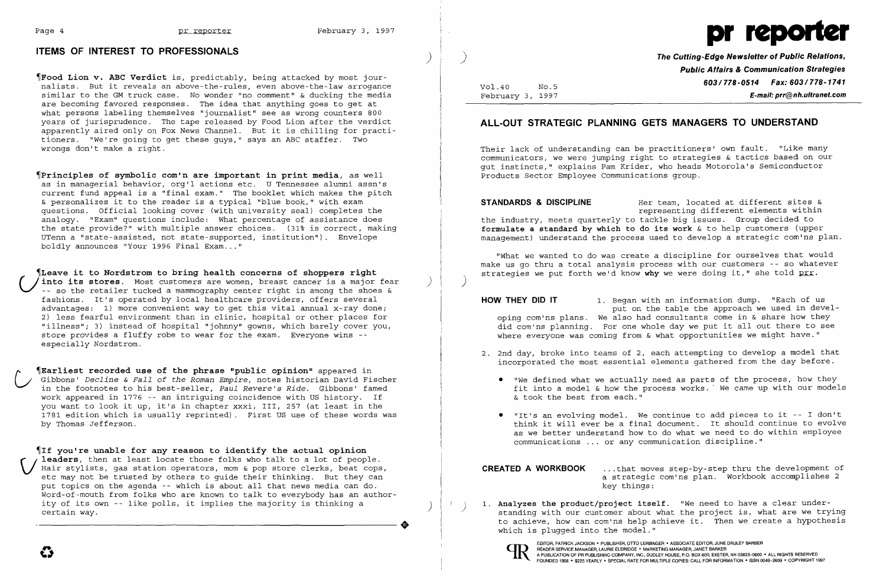## ITEMS OF INTEREST TO PROFESSIONALS

¶**Food Lion v. ABC Verdict** is, predictably, being attacked by most journalists. But it reveals an above-the-rules, even above-the-law arrogance similar to the GM truck case. No wonder "no comment" & ducking the media are becoming favored responses. The idea that anything goes to get at what persons labeling themselves "journalist" see as wrong counters 800 years of jurisprudence. The tape released by Food Lion after the verdict apparently aired only on Fox News Channel. But it is chilling for practitioners. "We're going to get these guys," says an ABC staffer. Two wrongs don't make a right.

¶**Principles of symbolic com'n are important in print media**, as well as in managerial behavior, org'l actions etc. U Tennessee alumni assn's current fund appeal is a "final exam." The booklet which makes the pitch & personalizes it to the reader is a typical "blue book," with exam questions. Official looking cover (with university seal) completes the analogy. "Exam" questions include: What percentage of assistance does the state provide? with multiple answer choices. (31% is correct, making UTenn a "state-assisted, not state-supported, institution"). Envelope boldly announces "Your 1996 Final Exam..."

¶**Leave it to Nordstrom to bring health concerns of shoppers right into its stores.** Most customers are women, breast cancer is a major fear -- so the retailer tucked a mammography center right in among the shoes & fashions. It's operated by local healthcare providers, offers several advantages: 1) more convenient way to get this vital annual x-ray done; 2) less fearful environment than in clinic, hospital or other places for "illness"; 3) instead of hospital "johnny" gowns, which barely cover you, store provides a fluffy robe to wear for the exam. Everyone wins -- especially Nordstrom.

¶**Earliest recorded use of the phrase "public opinion"** appeared in Gibbons' *Decline & Fall of the Roman Empire*, notes historian David Fischer in the footnotes to his best-seller, *Paul Revere's Ride*. Gibbons' famed work appeared in 1776 -- an intriguing coincidence with US history. If you want to look it up, it's in chapter xxxi, III, 257 (at least in the 1781 edition which is usually reprinted). First US use of these words was by Thomas Jefferson.

¶**If you're unable for any reason to identify the actual opinion leaders**, then at least locate those folks who talk to a lot of people. Hair stylists, gas station operators, mom & pop store clerks, beat cops, etc may not be trusted by others to guide their thinking. But they can put topics on the agenda -- which is about all that news media can do. Word-of-mouth from folks who are known to talk to everybody has an authority of its own -- like polls, it implies the majority is thinking a certain way.

# pr reporter

**The Cutting-Edge Newsletter of Public Relations, Public Affairs & Communication Strategies**
**603/778-0514 Fax: 603/778-1741**
**E-mail: prr@nh.ultranet.com**

Vol.40 No.5
February 3, 1997

## ALL-OUT STRATEGIC PLANNING GETS MANAGERS TO UNDERSTAND

Their lack of understanding can be practitioners' own fault. "Like many communicators, we were jumping right to strategies & tactics based on our gut instincts," explains Pam Krider, who heads Motorola's Semiconductor Products Sector Employee Communications group.

**STANDARDS & DISCIPLINE** Her team, located at different sites & representing different elements within the industry, meets quarterly to tackle big issues. Group decided to **formulate a standard by which to do its work** & to help customers (upper management) understand the process used to develop a strategic com'ns plan.

"What we wanted to do was create a discipline for ourselves that would make us go thru a total analysis process with our customers -- so whatever strategies we put forth we'd know **why** we were doing it," she told prr.

**HOW THEY DID IT** 1. Began with an information dump. "Each of us put on the table the approach we used in developing com'ns plans. We also had consultants come in & share how they did com'ns planning. For one whole day we put it all out there to see where everyone was coming from & what opportunities we might have."

2. 2nd day, broke into teams of 2, each attempting to develop a model that incorporated the most essential elements gathered from the day before.

   - "We defined what we actually need as parts of the process, how they fit into a model & how the process works. We came up with our models & took the best from each."

   - "It's an evolving model. We continue to add pieces to it -- I don't think it will ever be a final document. It should continue to evolve as we better understand how to do what we need to do within employee communications ... or any communication discipline."

**CREATED A WORKBOOK** ...that moves step-by-step thru the development of a strategic com'ns plan. Workbook accomplishes 2 key things:

1. **Analyzes the product/project itself.** "We need to have a clear understanding with our customer about what the project is, what are we trying to achieve, how can com'ns help achieve it. Then we create a hypothesis which is plugged into the model."

EDITOR, PATRICK JACKSON • PUBLISHER, OTTO LERBINGER • ASSOCIATE EDITOR, JUNE DRULEY BARBER
READER SERVICE MANAGER, LAURIE ELDRIDGE • MARKETING MANAGER, JANET BARKER
A PUBLICATION OF PR PUBLISHING COMPANY, INC., DUDLEY HOUSE, P.O. BOX 600, EXETER, NH 03833-0600 • ALL RIGHTS RESERVED
FOUNDED 1958 • $225 YEARLY • SPECIAL RATE FOR MULTIPLE COPIES: CALL FOR INFORMATION • ISSN 0048-2609 • COPYRIGHT 1997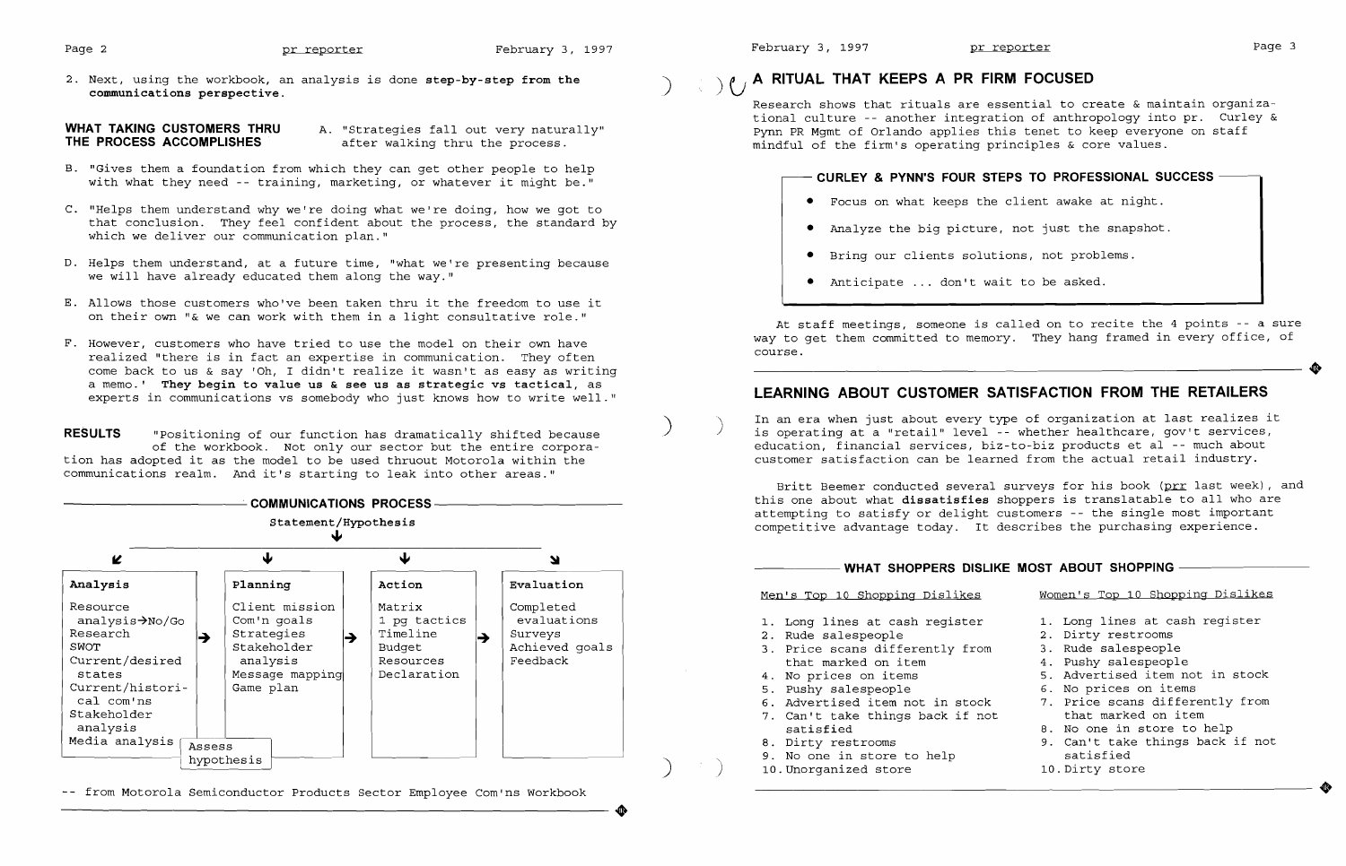2. Next, using the workbook, an analysis is done **step-by-step from the communications perspective**.

**WHAT TAKING CUSTOMERS THRU THE PROCESS ACCOMPLISHES**

A. "Strategies fall out very naturally" after walking thru the process.

B. "Gives them a foundation from which they can get other people to help with what they need -- training, marketing, or whatever it might be."

C. "Helps them understand why we're doing what we're doing, how we got to that conclusion. They feel confident about the process, the standard by which we deliver our communication plan."

D. Helps them understand, at a future time, "what we're presenting because we will have already educated them along the way."

E. Allows those customers who've been taken thru it the freedom to use it on their own "& we can work with them in a light consultative role."

F. However, customers who have tried to use the model on their own have realized "there is in fact an expertise in communication. They often come back to us & say 'Oh, I didn't realize it wasn't as easy as writing a memo.' **They begin to value us & see us as strategic vs tactical**, as experts in communications vs somebody who just knows how to write well."

**RESULTS** "Positioning of our function has dramatically shifted because of the workbook. Not only our sector but the entire corporation has adopted it as the model to be used thruout Motorola within the communications realm. And it's starting to leak into other areas."

**COMMUNICATIONS PROCESS**

Statement/Hypothesis

Analysis: Resource analysis→No/Go, Research, SWOT, Current/desired states, Current/historical com'ns, Stakeholder analysis, Media analysis

Planning: Client mission, Com'n goals, Strategies, Stakeholder analysis, Message mapping, Game plan

Assess hypothesis

Action: Matrix, 1 pg tactics, Timeline, Budget, Resources, Declaration

Evaluation: Completed evaluations, Surveys, Achieved goals, Feedback

-- from Motorola Semiconductor Products Sector Employee Com'ns Workbook

## A RITUAL THAT KEEPS A PR FIRM FOCUSED

Research shows that rituals are essential to create & maintain organizational culture -- another integration of anthropology into pr. Curley & Pynn PR Mgmt of Orlando applies this tenet to keep everyone on staff mindful of the firm's operating principles & core values.

**CURLEY & PYNN'S FOUR STEPS TO PROFESSIONAL SUCCESS**

- Focus on what keeps the client awake at night.
- Analyze the big picture, not just the snapshot.
- Bring our clients solutions, not problems.
- Anticipate ... don't wait to be asked.

At staff meetings, someone is called on to recite the 4 points -- a sure way to get them committed to memory. They hang framed in every office, of course.

## LEARNING ABOUT CUSTOMER SATISFACTION FROM THE RETAILERS

In an era when just about every type of organization at last realizes it is operating at a "retail" level -- whether healthcare, gov't services, education, financial services, biz-to-biz products et al -- much about customer satisfaction can be learned from the actual retail industry.

Britt Beemer conducted several surveys for his book (prr last week), and this one about what **dissatisfies** shoppers is translatable to all who are attempting to satisfy or delight customers -- the single most important competitive advantage today. It describes the purchasing experience.

**WHAT SHOPPERS DISLIKE MOST ABOUT SHOPPING**

| Men's Top 10 Shopping Dislikes | Women's Top 10 Shopping Dislikes |
|---|---|
| 1. Long lines at cash register | 1. Long lines at cash register |
| 2. Rude salespeople | 2. Dirty restrooms |
| 3. Price scans differently from that marked on item | 3. Rude salespeople |
| 4. No prices on items | 4. Pushy salespeople |
| 5. Pushy salespeople | 5. Advertised item not in stock |
| 6. Advertised item not in stock | 6. No prices on items |
| 7. Can't take things back if not satisfied | 7. Price scans differently from that marked on item |
| 8. Dirty restrooms | 8. No one in store to help |
| 9. No one in store to help | 9. Can't take things back if not satisfied |
| 10. Unorganized store | 10. Dirty store |